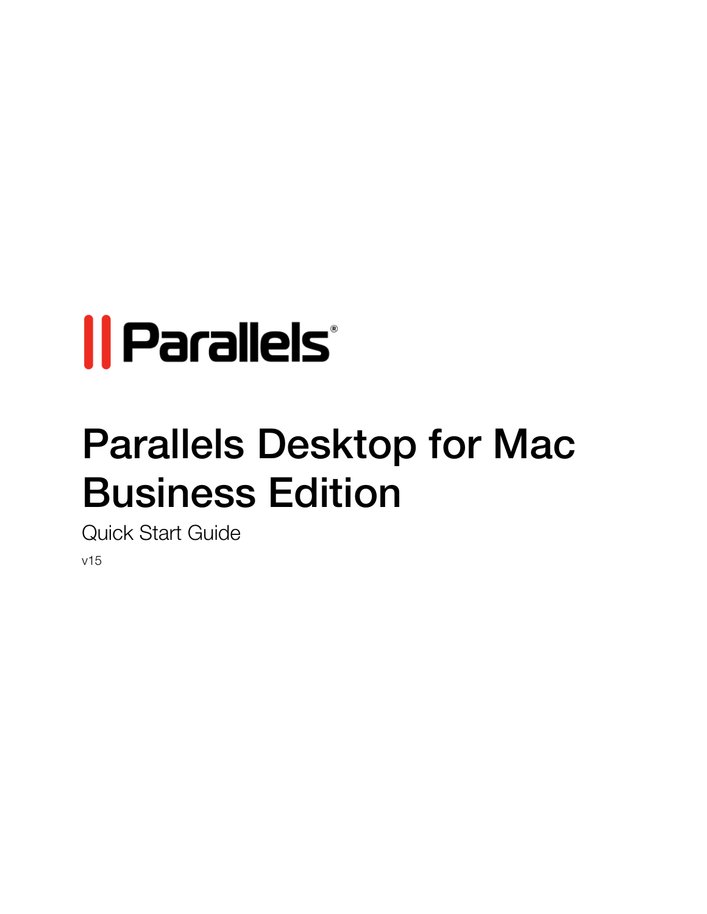Parallels®

# Parallels Desktop for Mac Business Edition

Quick Start Guide

v15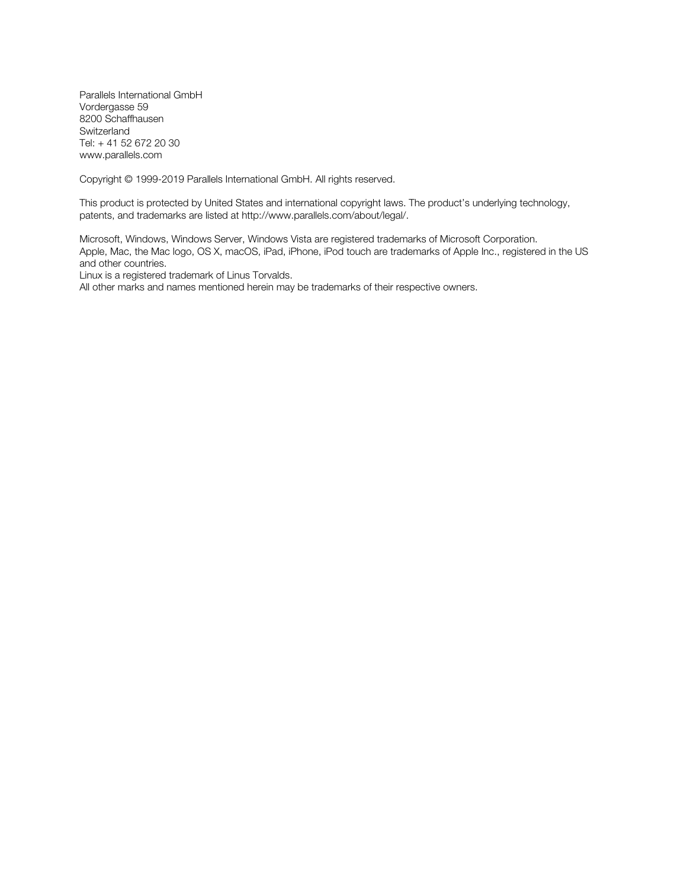Parallels International GmbH
Vordergasse 59
8200 Schaffhausen
Switzerland
Tel: + 41 52 672 20 30
www.parallels.com

Copyright © 1999-2019 Parallels International GmbH. All rights reserved.

This product is protected by United States and international copyright laws. The product's underlying technology, patents, and trademarks are listed at http://www.parallels.com/about/legal/.

Microsoft, Windows, Windows Server, Windows Vista are registered trademarks of Microsoft Corporation.
Apple, Mac, the Mac logo, OS X, macOS, iPad, iPhone, iPod touch are trademarks of Apple Inc., registered in the US and other countries.
Linux is a registered trademark of Linus Torvalds.
All other marks and names mentioned herein may be trademarks of their respective owners.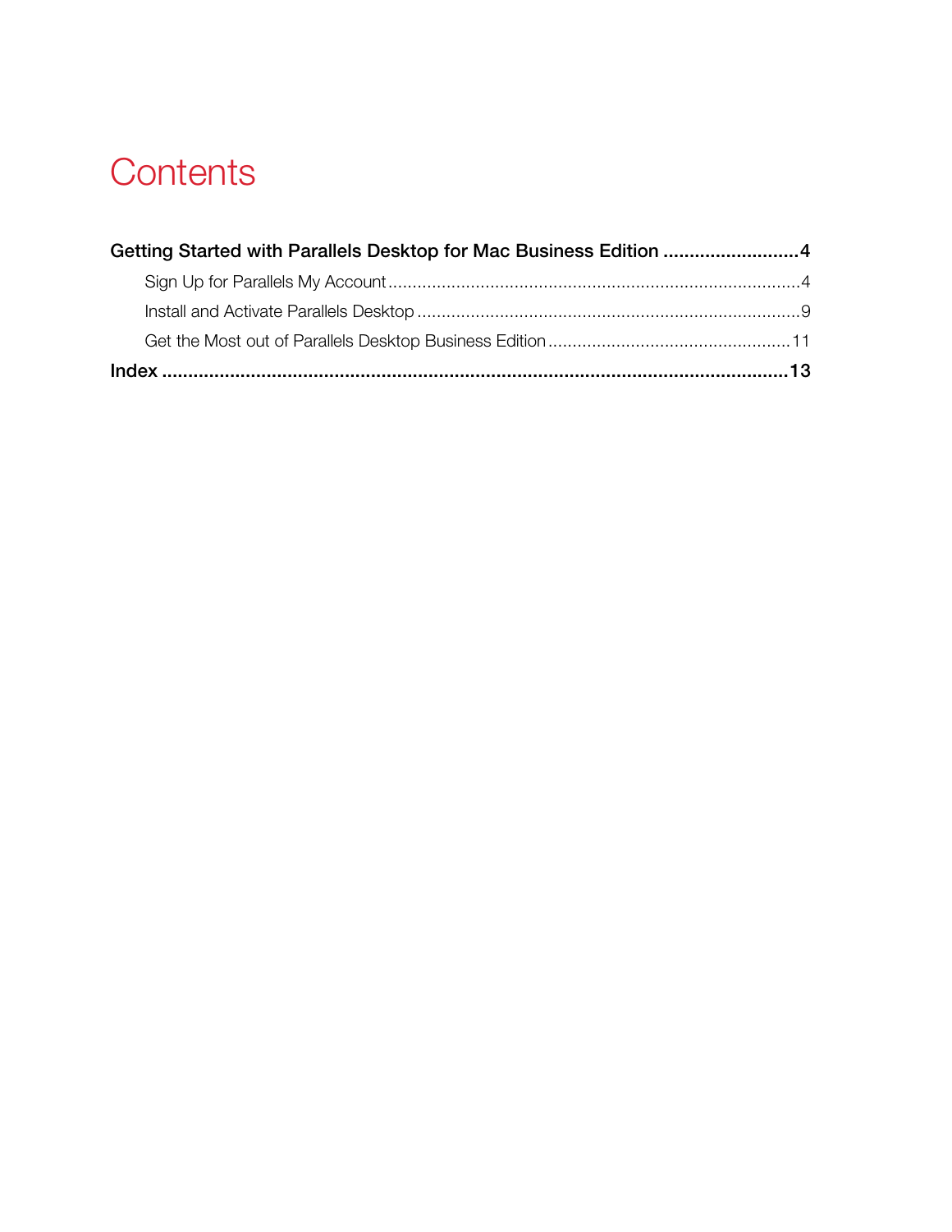# Contents

**Getting Started with Parallels Desktop for Mac Business Edition .......................... 4**

- Sign Up for Parallels My Account .................................................................................... 4
- Install and Activate Parallels Desktop .............................................................................. 9
- Get the Most out of Parallels Desktop Business Edition ................................................ 11

**Index ........................................................................................................................ 13**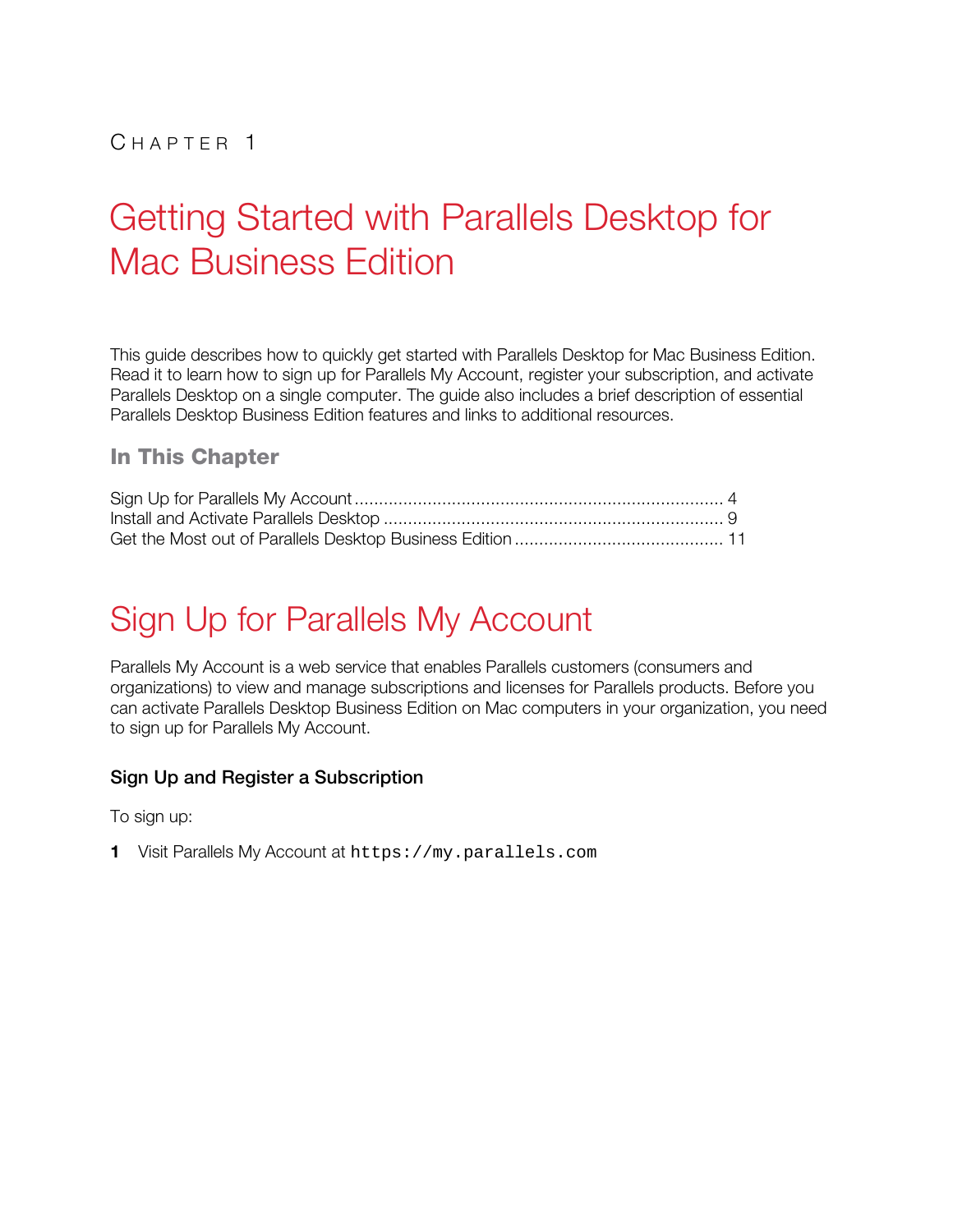CHAPTER 1

# Getting Started with Parallels Desktop for Mac Business Edition

This guide describes how to quickly get started with Parallels Desktop for Mac Business Edition. Read it to learn how to sign up for Parallels My Account, register your subscription, and activate Parallels Desktop on a single computer. The guide also includes a brief description of essential Parallels Desktop Business Edition features and links to additional resources.

### In This Chapter

Sign Up for Parallels My Account ........................................................................... 4
Install and Activate Parallels Desktop ...................................................................... 9
Get the Most out of Parallels Desktop Business Edition ........................................... 11

# Sign Up for Parallels My Account

Parallels My Account is a web service that enables Parallels customers (consumers and organizations) to view and manage subscriptions and licenses for Parallels products. Before you can activate Parallels Desktop Business Edition on Mac computers in your organization, you need to sign up for Parallels My Account.

### Sign Up and Register a Subscription

To sign up:

1 Visit Parallels My Account at `https://my.parallels.com`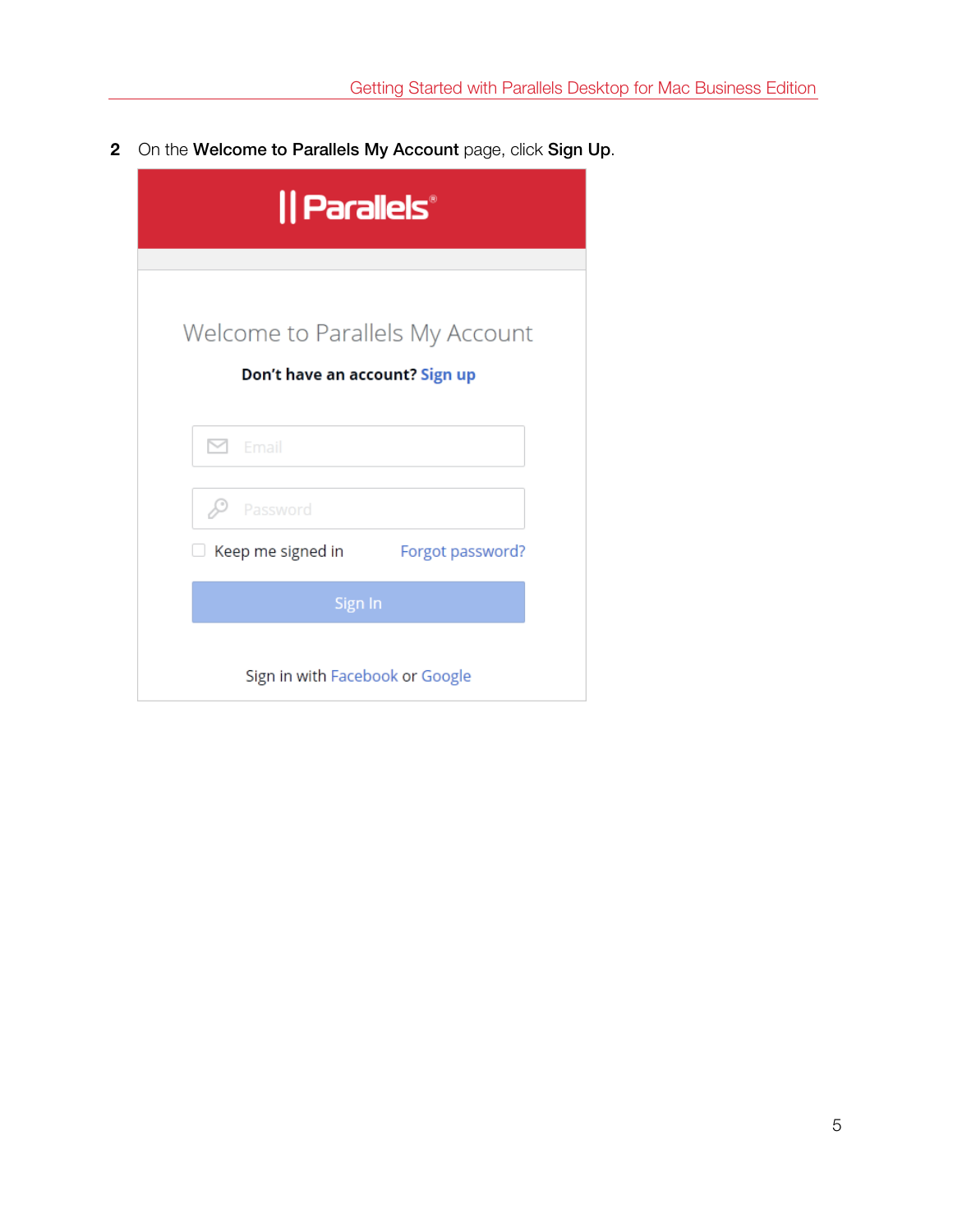2 On the **Welcome to Parallels My Account** page, click **Sign Up**.

Parallels

Welcome to Parallels My Account

**Don't have an account? Sign up**

Email

Password

Keep me signed in    Forgot password?

Sign In

Sign in with Facebook or Google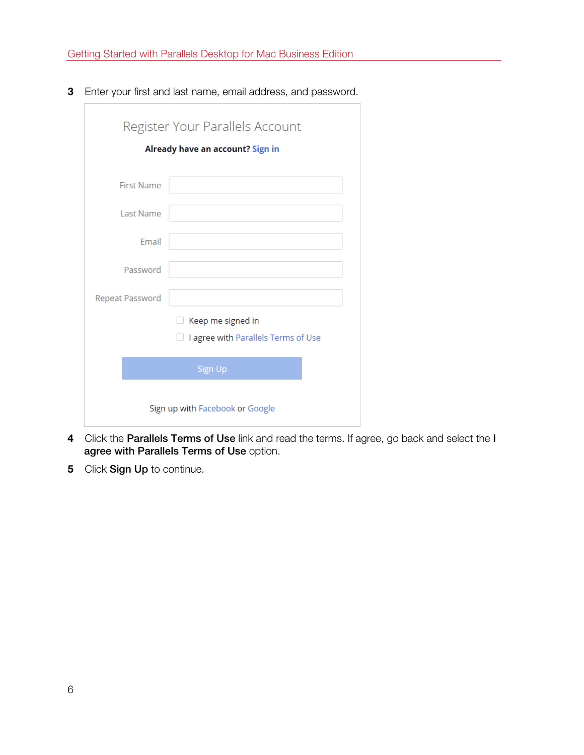3 Enter your first and last name, email address, and password.

Register Your Parallels Account

**Already have an account? Sign in**

First Name

Last Name

Email

Password

Repeat Password

Keep me signed in

I agree with Parallels Terms of Use

Sign Up

Sign up with Facebook or Google

4 Click the **Parallels Terms of Use** link and read the terms. If agree, go back and select the **I agree with Parallels Terms of Use** option.

5 Click **Sign Up** to continue.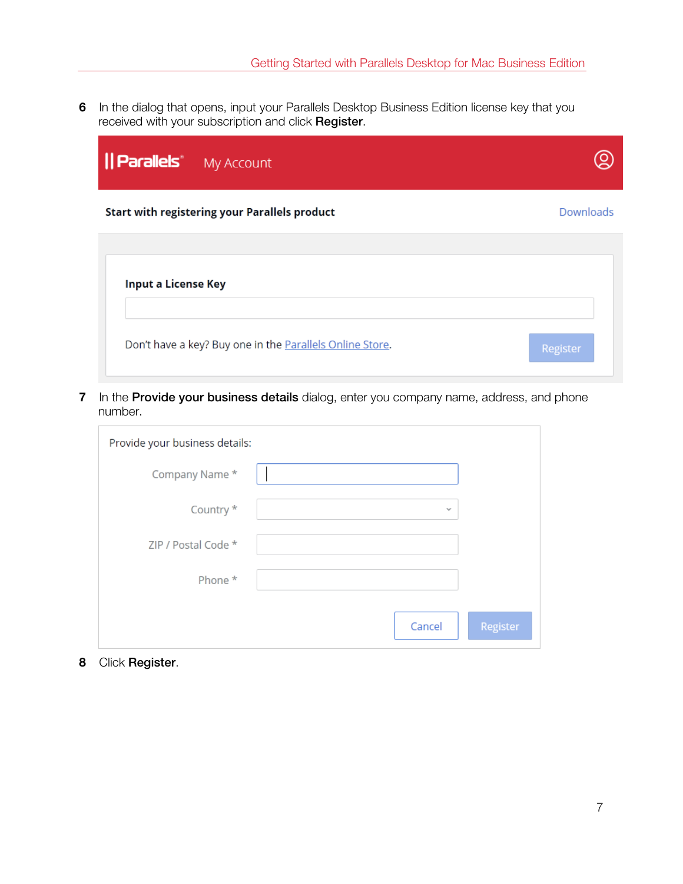6 In the dialog that opens, input your Parallels Desktop Business Edition license key that you received with your subscription and click **Register**.

Parallels® My Account

**Start with registering your Parallels product** Downloads

**Input a License Key**

Don't have a key? Buy one in the Parallels Online Store.

Register

7 In the **Provide your business details** dialog, enter you company name, address, and phone number.

Provide your business details:

Company Name *

Country *

ZIP / Postal Code *

Phone *

Cancel Register

8 Click **Register**.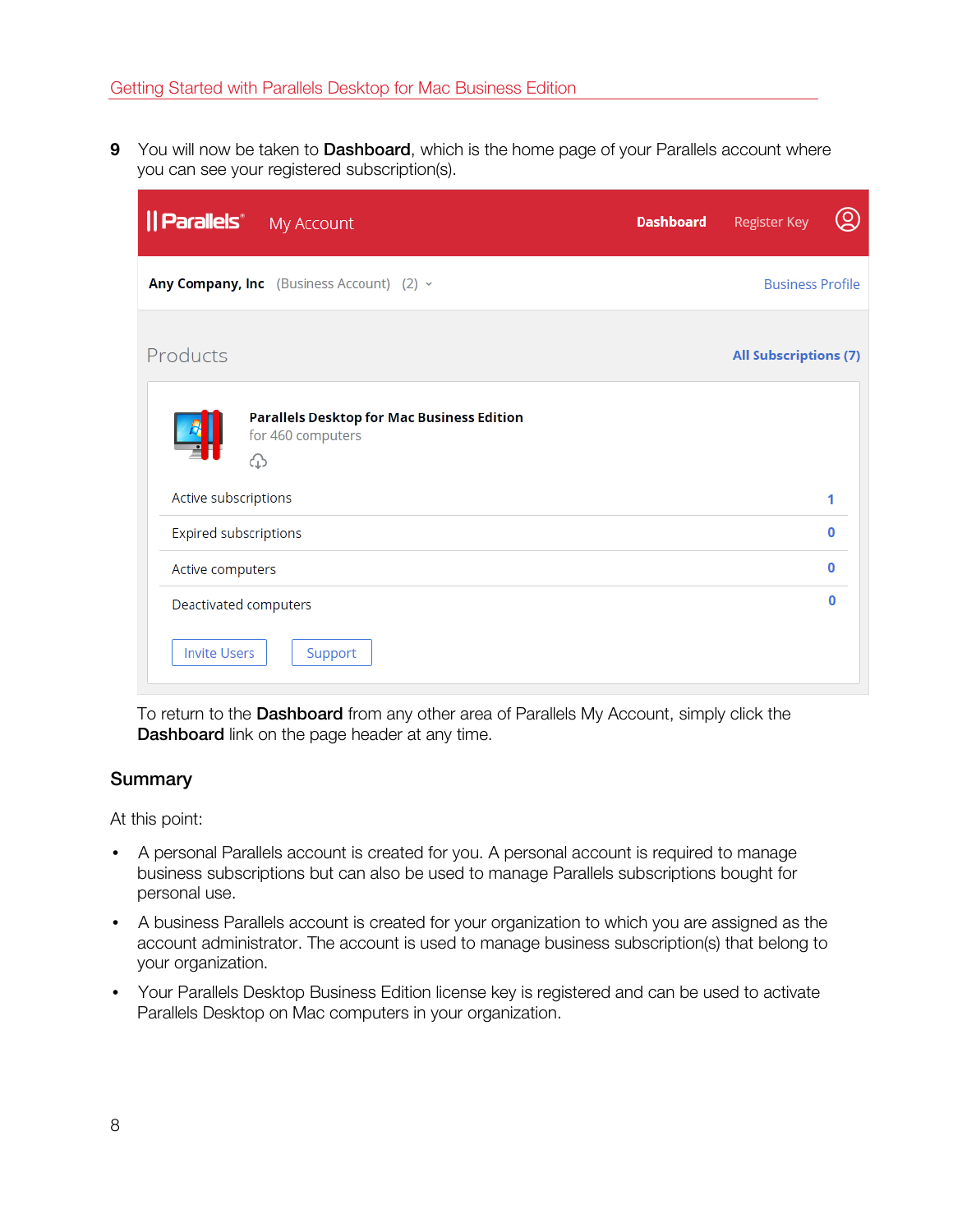9 You will now be taken to **Dashboard**, which is the home page of your Parallels account where you can see your registered subscription(s).

To return to the **Dashboard** from any other area of Parallels My Account, simply click the **Dashboard** link on the page header at any time.

## Summary

At this point:

- A personal Parallels account is created for you. A personal account is required to manage business subscriptions but can also be used to manage Parallels subscriptions bought for personal use.
- A business Parallels account is created for your organization to which you are assigned as the account administrator. The account is used to manage business subscription(s) that belong to your organization.
- Your Parallels Desktop Business Edition license key is registered and can be used to activate Parallels Desktop on Mac computers in your organization.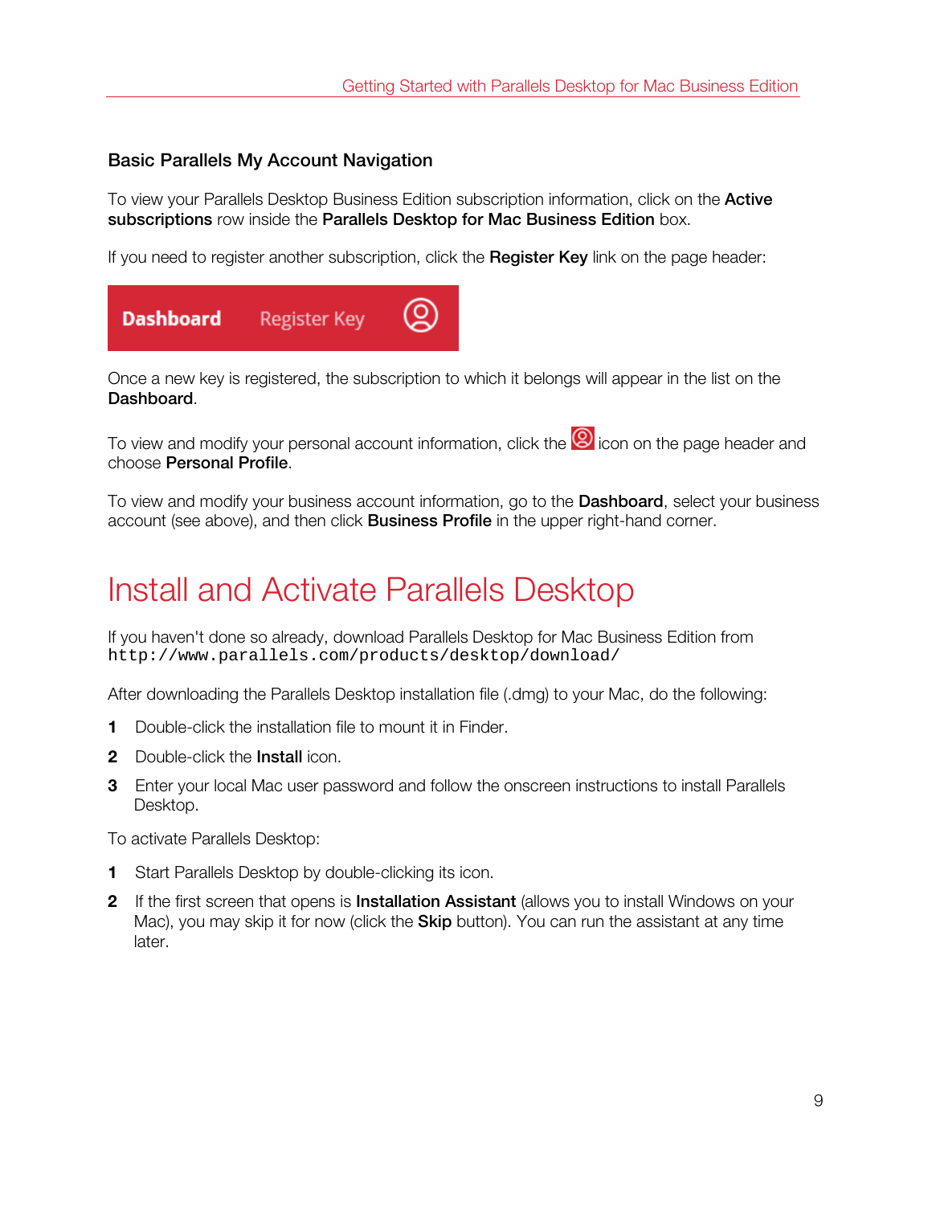### Basic Parallels My Account Navigation

To view your Parallels Desktop Business Edition subscription information, click on the **Active subscriptions** row inside the **Parallels Desktop for Mac Business Edition** box.

If you need to register another subscription, click the **Register Key** link on the page header:

Once a new key is registered, the subscription to which it belongs will appear in the list on the **Dashboard**.

To view and modify your personal account information, click the icon on the page header and choose **Personal Profile**.

To view and modify your business account information, go to the **Dashboard**, select your business account (see above), and then click **Business Profile** in the upper right-hand corner.

# Install and Activate Parallels Desktop

If you haven't done so already, download Parallels Desktop for Mac Business Edition from `http://www.parallels.com/products/desktop/download/`

After downloading the Parallels Desktop installation file (.dmg) to your Mac, do the following:

1. Double-click the installation file to mount it in Finder.
2. Double-click the **Install** icon.
3. Enter your local Mac user password and follow the onscreen instructions to install Parallels Desktop.

To activate Parallels Desktop:

1. Start Parallels Desktop by double-clicking its icon.
2. If the first screen that opens is **Installation Assistant** (allows you to install Windows on your Mac), you may skip it for now (click the **Skip** button). You can run the assistant at any time later.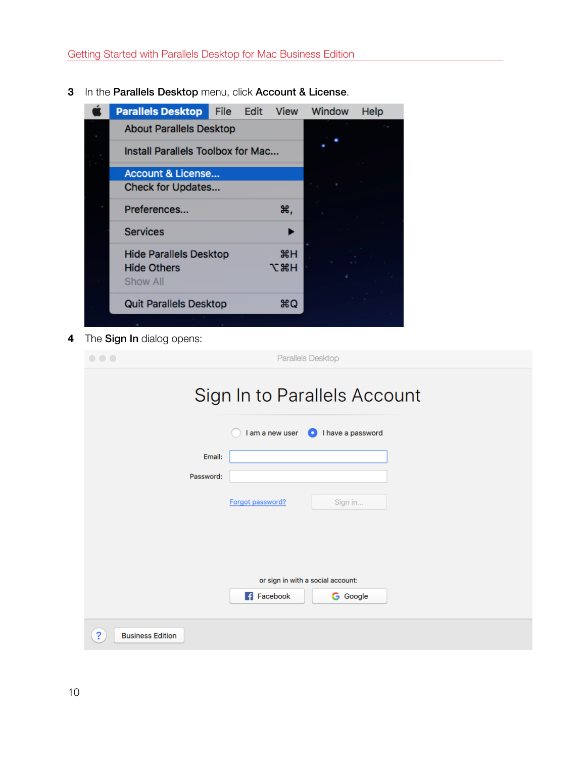3 In the **Parallels Desktop** menu, click **Account & License**.

4 The **Sign In** dialog opens: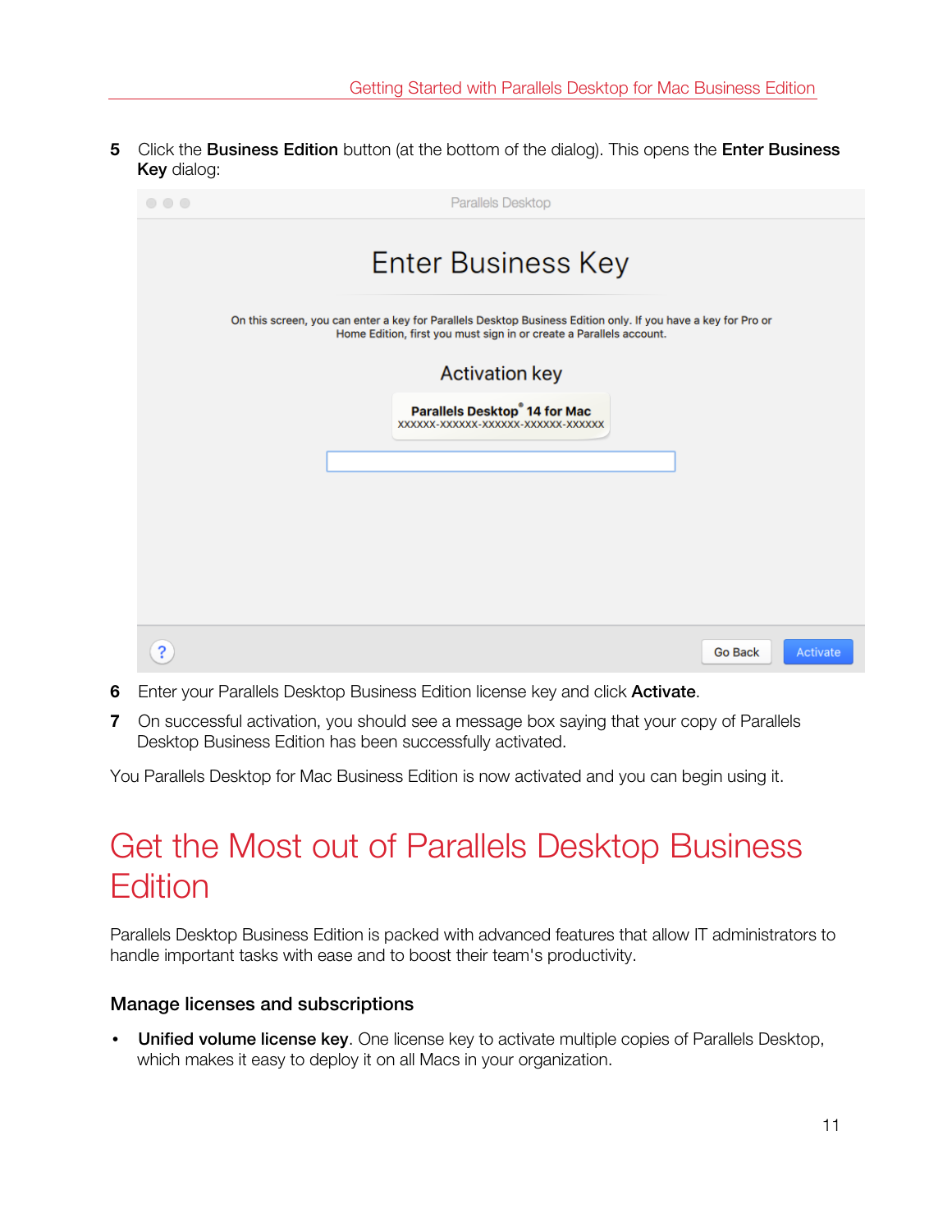5. Click the **Business Edition** button (at the bottom of the dialog). This opens the **Enter Business Key** dialog:

6. Enter your Parallels Desktop Business Edition license key and click **Activate**.
7. On successful activation, you should see a message box saying that your copy of Parallels Desktop Business Edition has been successfully activated.

You Parallels Desktop for Mac Business Edition is now activated and you can begin using it.

# Get the Most out of Parallels Desktop Business Edition

Parallels Desktop Business Edition is packed with advanced features that allow IT administrators to handle important tasks with ease and to boost their team's productivity.

### Manage licenses and subscriptions

- **Unified volume license key**. One license key to activate multiple copies of Parallels Desktop, which makes it easy to deploy it on all Macs in your organization.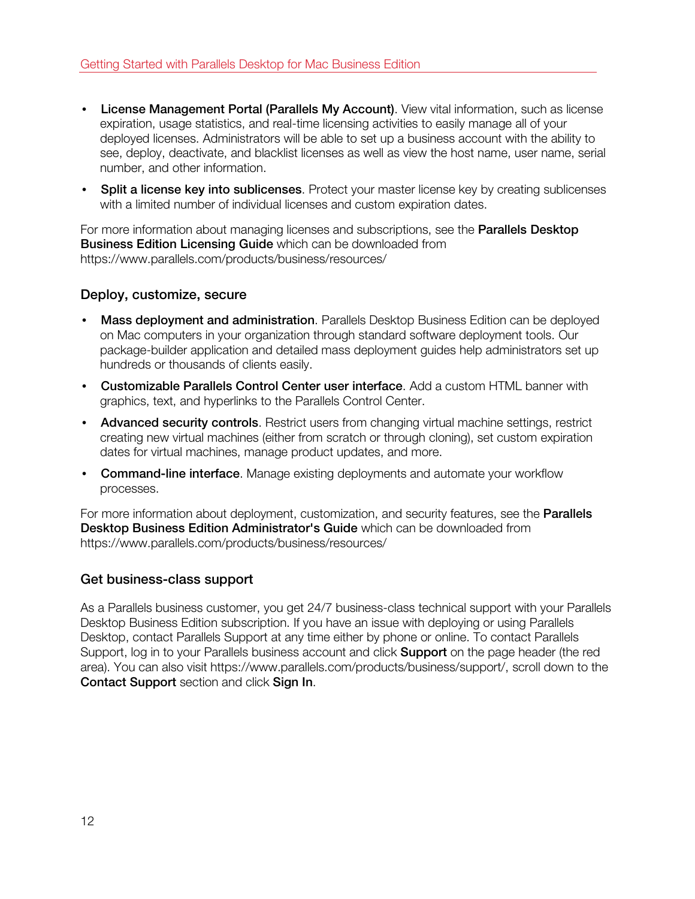- **License Management Portal (Parallels My Account)**. View vital information, such as license expiration, usage statistics, and real-time licensing activities to easily manage all of your deployed licenses. Administrators will be able to set up a business account with the ability to see, deploy, deactivate, and blacklist licenses as well as view the host name, user name, serial number, and other information.
- **Split a license key into sublicenses**. Protect your master license key by creating sublicenses with a limited number of individual licenses and custom expiration dates.

For more information about managing licenses and subscriptions, see the **Parallels Desktop Business Edition Licensing Guide** which can be downloaded from https://www.parallels.com/products/business/resources/

### Deploy, customize, secure

- **Mass deployment and administration**. Parallels Desktop Business Edition can be deployed on Mac computers in your organization through standard software deployment tools. Our package-builder application and detailed mass deployment guides help administrators set up hundreds or thousands of clients easily.
- **Customizable Parallels Control Center user interface**. Add a custom HTML banner with graphics, text, and hyperlinks to the Parallels Control Center.
- **Advanced security controls**. Restrict users from changing virtual machine settings, restrict creating new virtual machines (either from scratch or through cloning), set custom expiration dates for virtual machines, manage product updates, and more.
- **Command-line interface**. Manage existing deployments and automate your workflow processes.

For more information about deployment, customization, and security features, see the **Parallels Desktop Business Edition Administrator's Guide** which can be downloaded from https://www.parallels.com/products/business/resources/

### Get business-class support

As a Parallels business customer, you get 24/7 business-class technical support with your Parallels Desktop Business Edition subscription. If you have an issue with deploying or using Parallels Desktop, contact Parallels Support at any time either by phone or online. To contact Parallels Support, log in to your Parallels business account and click **Support** on the page header (the red area). You can also visit https://www.parallels.com/products/business/support/, scroll down to the **Contact Support** section and click **Sign In**.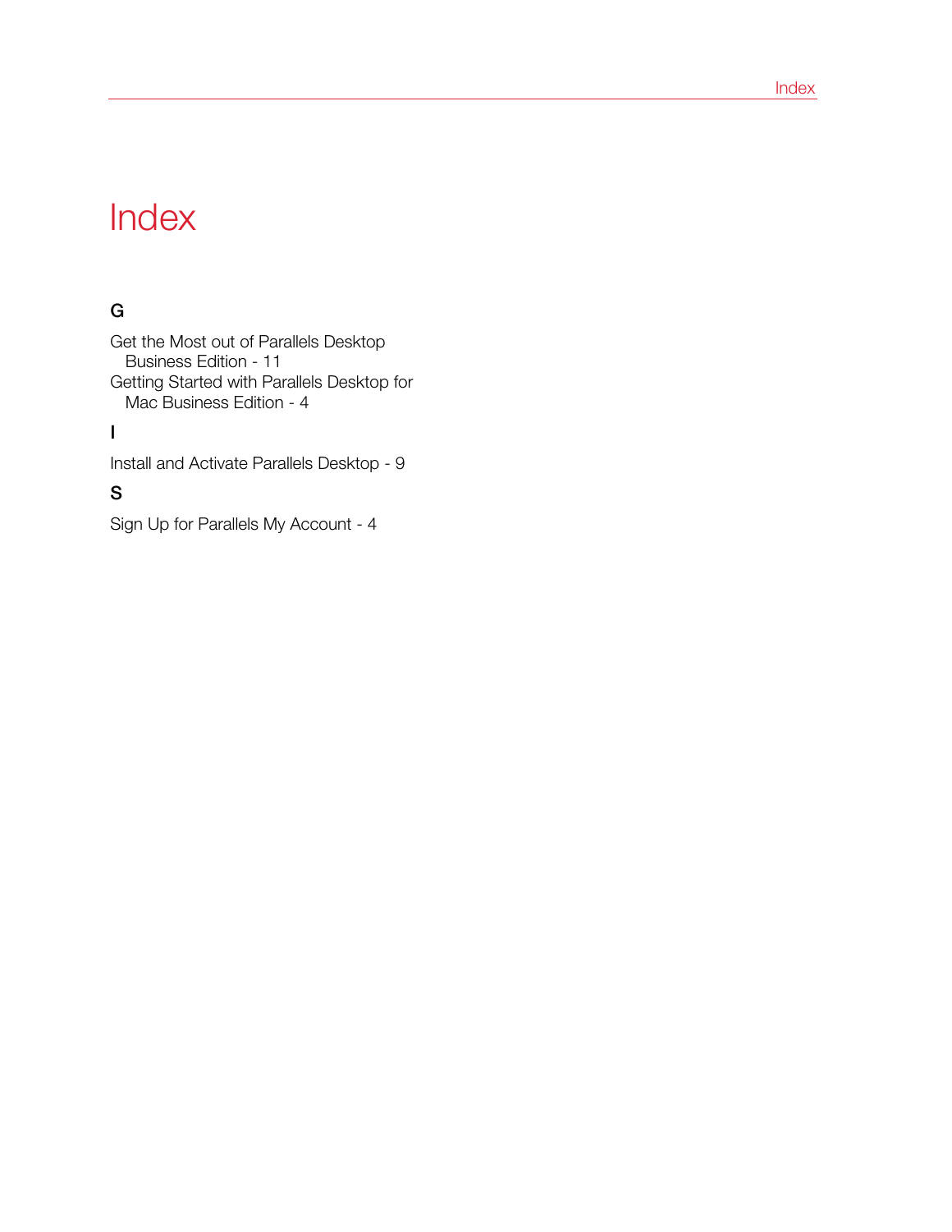# Index

## G

Get the Most out of Parallels Desktop Business Edition - 11

Getting Started with Parallels Desktop for Mac Business Edition - 4

## I

Install and Activate Parallels Desktop - 9

## S

Sign Up for Parallels My Account - 4